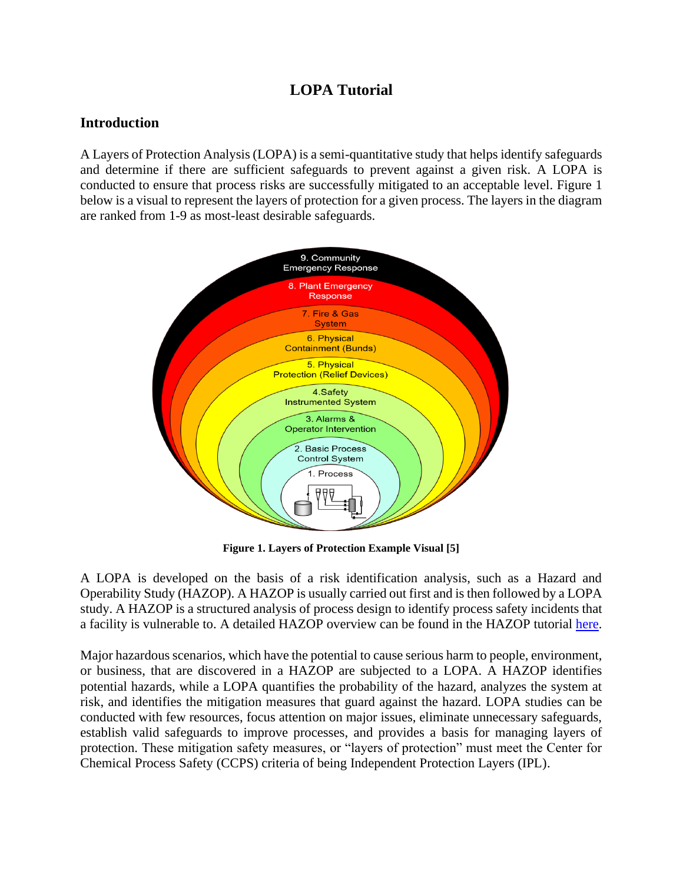# LOPA Tutorial

## Introduction

A Layers of Protection Analysis (LOPA) is a semi-quantitative study that helps identify safeguards and determine if there are sufficient safeguards to prevent against a given risk. A LOPA is conducted to ensure that process risks are successfully mitigated to an acceptable level. Figure 1 below is a visual to represent the layers of protection for a given process. The layers in the diagram are ranked from 1-9 as most-least desirable safeguards.

**Figure 1. Layers of Protection Example Visual [5]**

A LOPA is developed on the basis of a risk identification analysis, such as a Hazard and Operability Study (HAZOP). A HAZOP is usually carried out first and is then followed by a LOPA study. A HAZOP is a structured analysis of process design to identify process safety incidents that a facility is vulnerable to. A detailed HAZOP overview can be found in the HAZOP tutorial here.

Major hazardous scenarios, which have the potential to cause serious harm to people, environment, or business, that are discovered in a HAZOP are subjected to a LOPA. A HAZOP identifies potential hazards, while a LOPA quantifies the probability of the hazard, analyzes the system at risk, and identifies the mitigation measures that guard against the hazard. LOPA studies can be conducted with few resources, focus attention on major issues, eliminate unnecessary safeguards, establish valid safeguards to improve processes, and provides a basis for managing layers of protection. These mitigation safety measures, or "layers of protection" must meet the Center for Chemical Process Safety (CCPS) criteria of being Independent Protection Layers (IPL).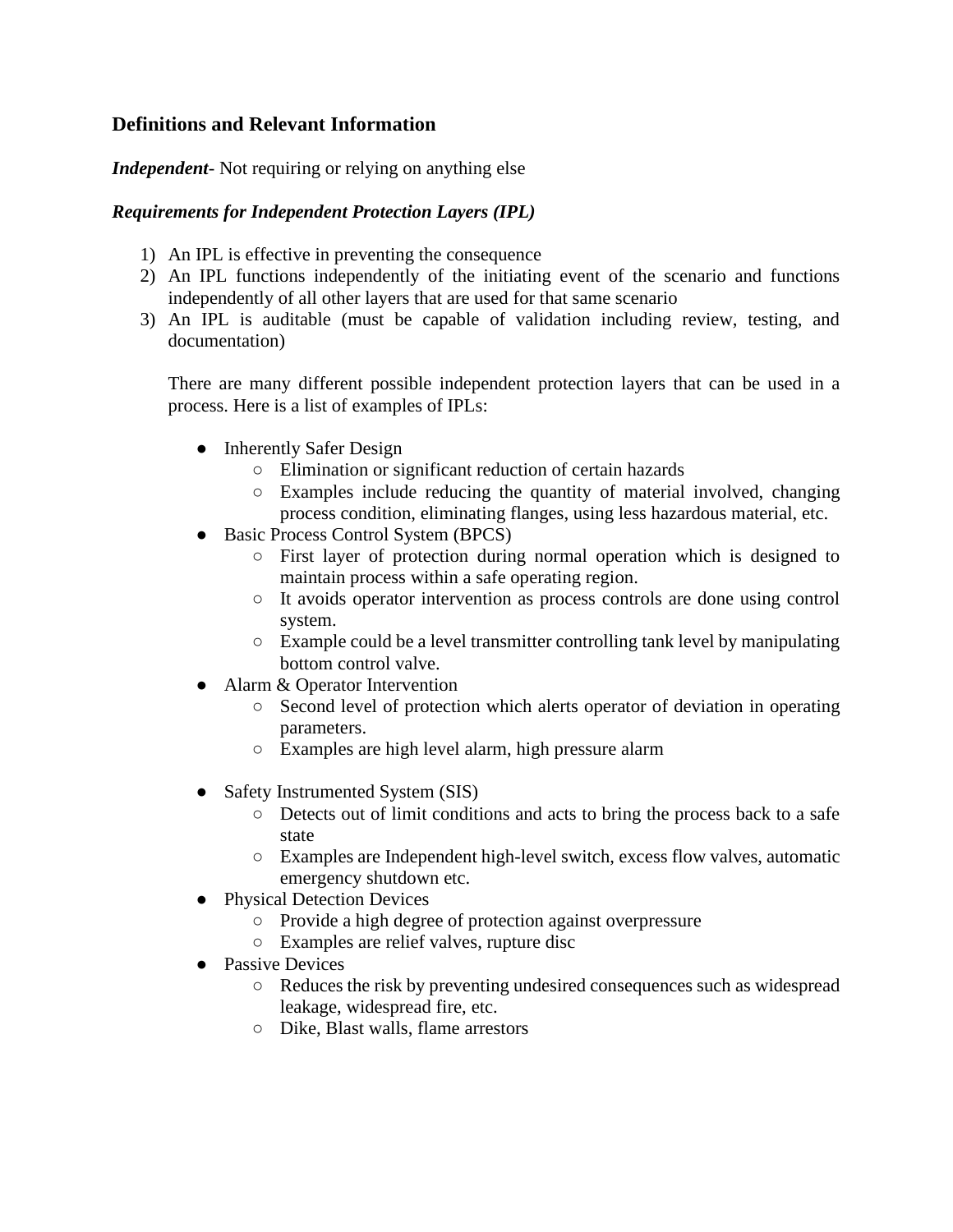## Definitions and Relevant Information

***Independent***- Not requiring or relying on anything else

***Requirements for Independent Protection Layers (IPL)***

1) An IPL is effective in preventing the consequence
2) An IPL functions independently of the initiating event of the scenario and functions independently of all other layers that are used for that same scenario
3) An IPL is auditable (must be capable of validation including review, testing, and documentation)

   There are many different possible independent protection layers that can be used in a process. Here is a list of examples of IPLs:

   - Inherently Safer Design
     - Elimination or significant reduction of certain hazards
     - Examples include reducing the quantity of material involved, changing process condition, eliminating flanges, using less hazardous material, etc.
   - Basic Process Control System (BPCS)
     - First layer of protection during normal operation which is designed to maintain process within a safe operating region.
     - It avoids operator intervention as process controls are done using control system.
     - Example could be a level transmitter controlling tank level by manipulating bottom control valve.
   - Alarm & Operator Intervention
     - Second level of protection which alerts operator of deviation in operating parameters.
     - Examples are high level alarm, high pressure alarm
   - Safety Instrumented System (SIS)
     - Detects out of limit conditions and acts to bring the process back to a safe state
     - Examples are Independent high-level switch, excess flow valves, automatic emergency shutdown etc.
   - Physical Detection Devices
     - Provide a high degree of protection against overpressure
     - Examples are relief valves, rupture disc
   - Passive Devices
     - Reduces the risk by preventing undesired consequences such as widespread leakage, widespread fire, etc.
     - Dike, Blast walls, flame arrestors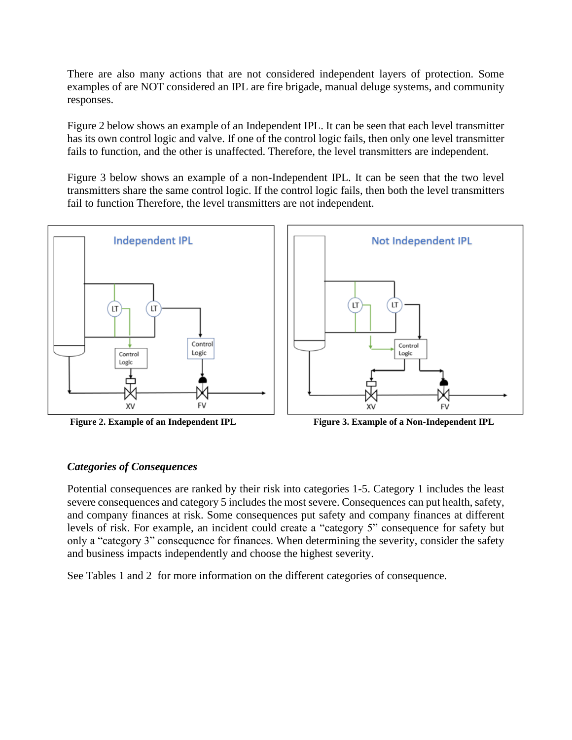There are also many actions that are not considered independent layers of protection. Some examples of are NOT considered an IPL are fire brigade, manual deluge systems, and community responses.

Figure 2 below shows an example of an Independent IPL. It can be seen that each level transmitter has its own control logic and valve. If one of the control logic fails, then only one level transmitter fails to function, and the other is unaffected. Therefore, the level transmitters are independent.

Figure 3 below shows an example of a non-Independent IPL. It can be seen that the two level transmitters share the same control logic. If the control logic fails, then both the level transmitters fail to function Therefore, the level transmitters are not independent.

**Figure 2. Example of an Independent IPL**

**Figure 3. Example of a Non-Independent IPL**

### *Categories of Consequences*

Potential consequences are ranked by their risk into categories 1-5. Category 1 includes the least severe consequences and category 5 includes the most severe. Consequences can put health, safety, and company finances at risk. Some consequences put safety and company finances at different levels of risk. For example, an incident could create a "category 5" consequence for safety but only a "category 3" consequence for finances. When determining the severity, consider the safety and business impacts independently and choose the highest severity.

See Tables 1 and 2 for more information on the different categories of consequence.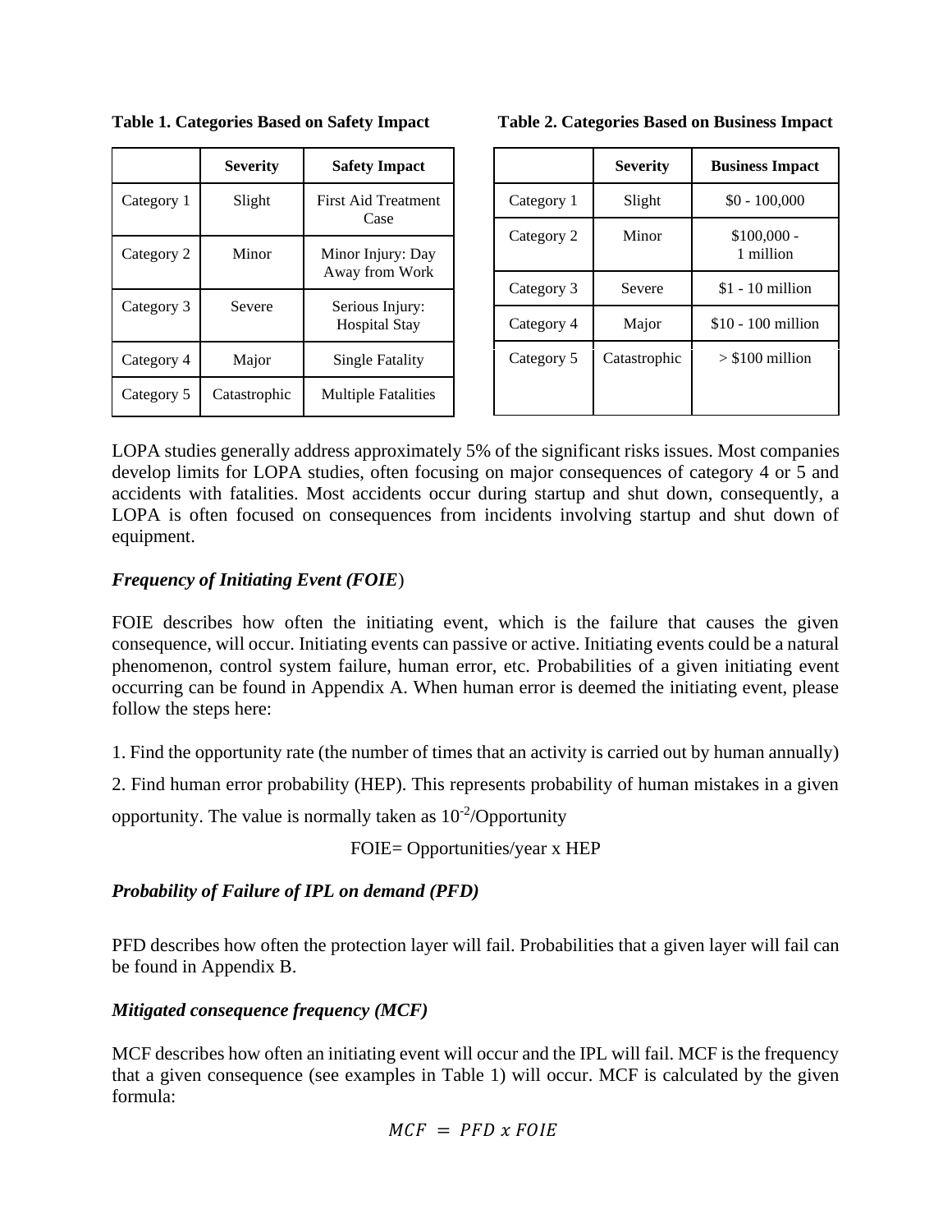**Table 1. Categories Based on Safety Impact**

| | Severity | Safety Impact |
|---|---|---|
| Category 1 | Slight | First Aid Treatment Case |
| Category 2 | Minor | Minor Injury: Day Away from Work |
| Category 3 | Severe | Serious Injury: Hospital Stay |
| Category 4 | Major | Single Fatality |
| Category 5 | Catastrophic | Multiple Fatalities |

**Table 2. Categories Based on Business Impact**

| | Severity | Business Impact |
|---|---|---|
| Category 1 | Slight | $0 - 100,000 |
| Category 2 | Minor | $100,000 - 1 million |
| Category 3 | Severe | $1 - 10 million |
| Category 4 | Major | $10 - 100 million |
| Category 5 | Catastrophic | > $100 million |

LOPA studies generally address approximately 5% of the significant risks issues. Most companies develop limits for LOPA studies, often focusing on major consequences of category 4 or 5 and accidents with fatalities. Most accidents occur during startup and shut down, consequently, a LOPA is often focused on consequences from incidents involving startup and shut down of equipment.

### *Frequency of Initiating Event (FOIE)*

FOIE describes how often the initiating event, which is the failure that causes the given consequence, will occur. Initiating events can passive or active. Initiating events could be a natural phenomenon, control system failure, human error, etc. Probabilities of a given initiating event occurring can be found in Appendix A. When human error is deemed the initiating event, please follow the steps here:

1. Find the opportunity rate (the number of times that an activity is carried out by human annually)

2. Find human error probability (HEP). This represents probability of human mistakes in a given opportunity. The value is normally taken as $10^{-2}$/Opportunity

$$FOIE = Opportunities/year \times HEP$$

### *Probability of Failure of IPL on demand (PFD)*

PFD describes how often the protection layer will fail. Probabilities that a given layer will fail can be found in Appendix B.

### *Mitigated consequence frequency (MCF)*

MCF describes how often an initiating event will occur and the IPL will fail. MCF is the frequency that a given consequence (see examples in Table 1) will occur. MCF is calculated by the given formula:

$$MCF = PFD \ x \ FOIE$$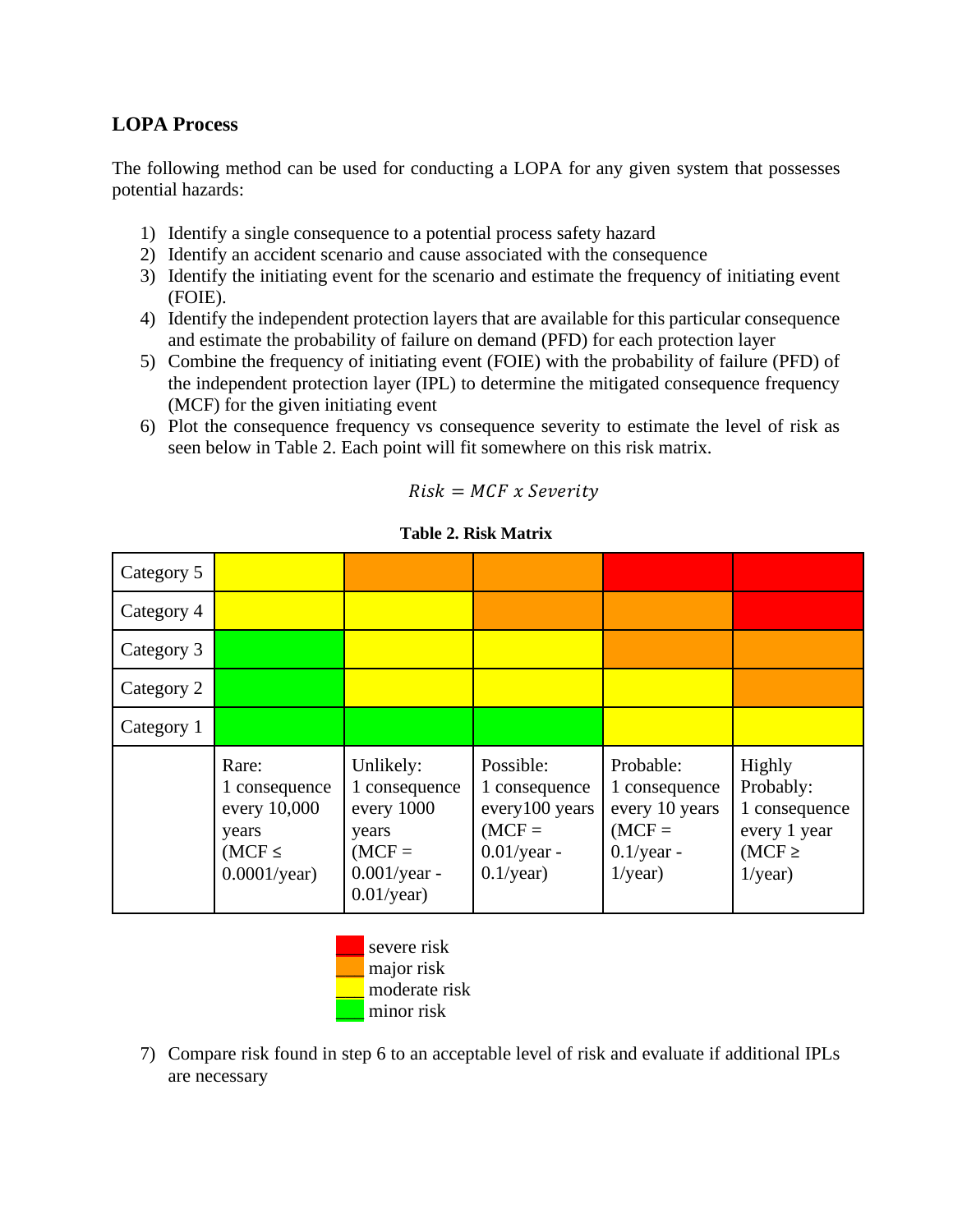### LOPA Process

The following method can be used for conducting a LOPA for any given system that possesses potential hazards:

1) Identify a single consequence to a potential process safety hazard
2) Identify an accident scenario and cause associated with the consequence
3) Identify the initiating event for the scenario and estimate the frequency of initiating event (FOIE).
4) Identify the independent protection layers that are available for this particular consequence and estimate the probability of failure on demand (PFD) for each protection layer
5) Combine the frequency of initiating event (FOIE) with the probability of failure (PFD) of the independent protection layer (IPL) to determine the mitigated consequence frequency (MCF) for the given initiating event
6) Plot the consequence frequency vs consequence severity to estimate the level of risk as seen below in Table 2. Each point will fit somewhere on this risk matrix.

$$Risk = MCF \ x \ Severity$$

**Table 2. Risk Matrix**

| | | | | | |
|---|---|---|---|---|---|
| Category 5 | moderate risk | major risk | major risk | severe risk | severe risk |
| Category 4 | moderate risk | moderate risk | major risk | major risk | severe risk |
| Category 3 | minor risk | moderate risk | moderate risk | major risk | major risk |
| Category 2 | minor risk | moderate risk | moderate risk | moderate risk | major risk |
| Category 1 | minor risk | minor risk | minor risk | moderate risk | moderate risk |
| | Rare: 1 consequence every 10,000 years (MCF ≤ 0.0001/year) | Unlikely: 1 consequence every 1000 years (MCF = 0.001/year - 0.01/year) | Possible: 1 consequence every100 years (MCF = 0.01/year - 0.1/year) | Probable: 1 consequence every 10 years (MCF = 0.1/year - 1/year) | Highly Probably: 1 consequence every 1 year (MCF ≥ 1/year) |

Legend:
- severe risk (red)
- major risk (orange)
- moderate risk (yellow)
- minor risk (green)

7) Compare risk found in step 6 to an acceptable level of risk and evaluate if additional IPLs are necessary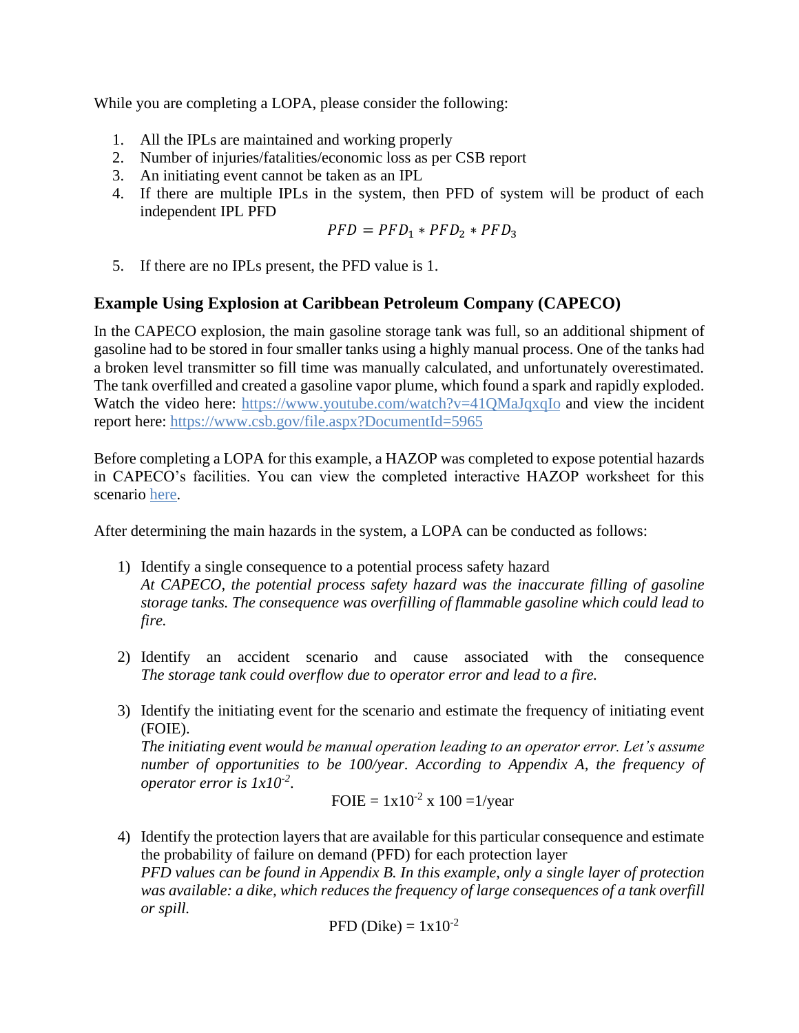While you are completing a LOPA, please consider the following:

1. All the IPLs are maintained and working properly
2. Number of injuries/fatalities/economic loss as per CSB report
3. An initiating event cannot be taken as an IPL
4. If there are multiple IPLs in the system, then PFD of system will be product of each independent IPL PFD

$$PFD = PFD_1 * PFD_2 * PFD_3$$

5. If there are no IPLs present, the PFD value is 1.

### Example Using Explosion at Caribbean Petroleum Company (CAPECO)

In the CAPECO explosion, the main gasoline storage tank was full, so an additional shipment of gasoline had to be stored in four smaller tanks using a highly manual process. One of the tanks had a broken level transmitter so fill time was manually calculated, and unfortunately overestimated. The tank overfilled and created a gasoline vapor plume, which found a spark and rapidly exploded. Watch the video here: https://www.youtube.com/watch?v=41QMaJqxqIo and view the incident report here: https://www.csb.gov/file.aspx?DocumentId=5965

Before completing a LOPA for this example, a HAZOP was completed to expose potential hazards in CAPECO's facilities. You can view the completed interactive HAZOP worksheet for this scenario here.

After determining the main hazards in the system, a LOPA can be conducted as follows:

1) Identify a single consequence to a potential process safety hazard
   *At CAPECO, the potential process safety hazard was the inaccurate filling of gasoline storage tanks. The consequence was overfilling of flammable gasoline which could lead to fire.*

2) Identify an accident scenario and cause associated with the consequence
   *The storage tank could overflow due to operator error and lead to a fire.*

3) Identify the initiating event for the scenario and estimate the frequency of initiating event (FOIE).
   *The initiating event would be manual operation leading to an operator error. Let's assume number of opportunities to be 100/year. According to Appendix A, the frequency of operator error is $1x10^{-2}$.*

$$\text{FOIE} = 1x10^{-2} \text{ x } 100 = 1/\text{year}$$

4) Identify the protection layers that are available for this particular consequence and estimate the probability of failure on demand (PFD) for each protection layer
   *PFD values can be found in Appendix B. In this example, only a single layer of protection was available: a dike, which reduces the frequency of large consequences of a tank overfill or spill.*

$$\text{PFD (Dike)} = 1x10^{-2}$$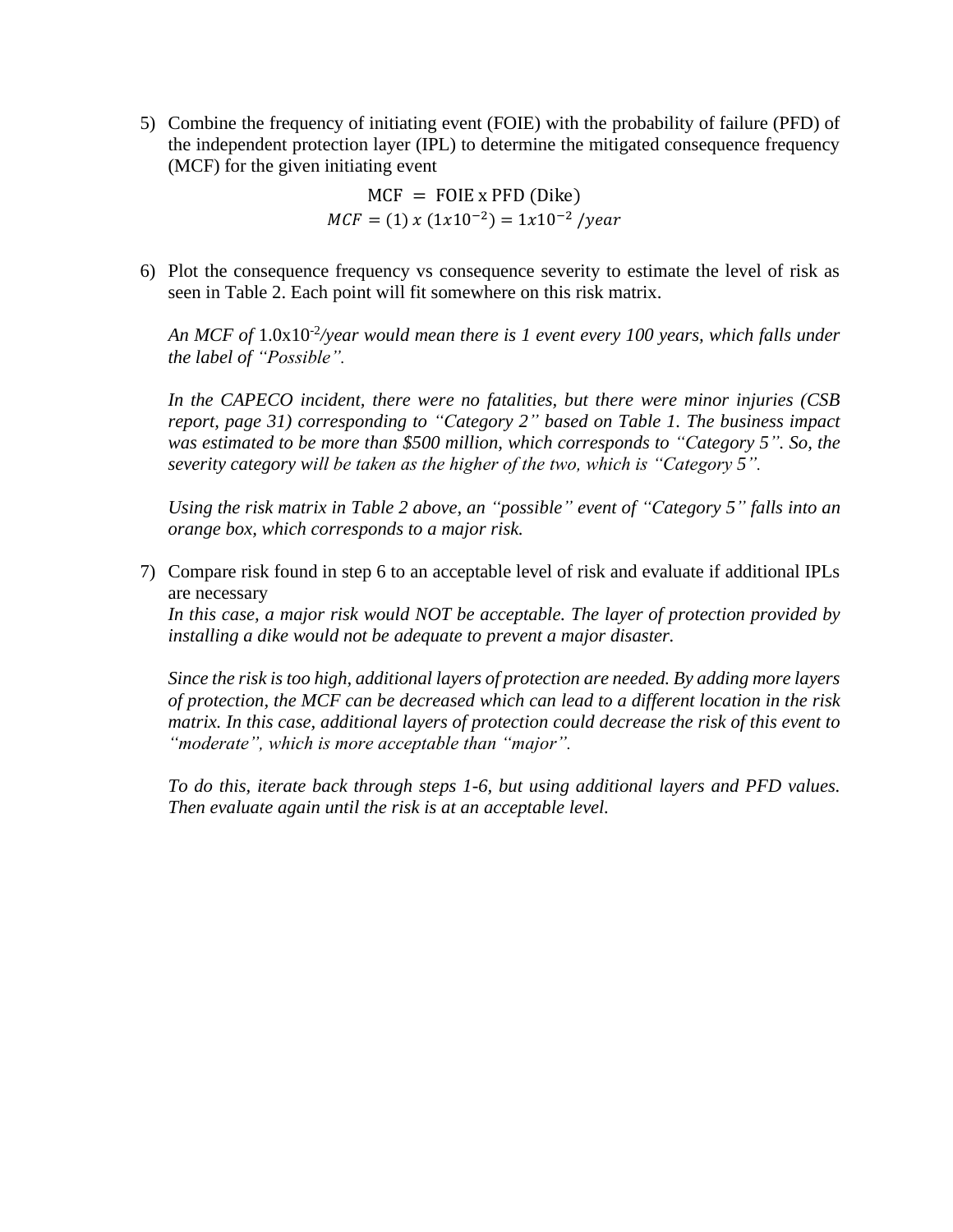5) Combine the frequency of initiating event (FOIE) with the probability of failure (PFD) of the independent protection layer (IPL) to determine the mitigated consequence frequency (MCF) for the given initiating event

$$\text{MCF} = \text{FOIE x PFD (Dike)}$$
$$MCF = (1)\ x\ (1x10^{-2}) = 1x10^{-2}\ /year$$

6) Plot the consequence frequency vs consequence severity to estimate the level of risk as seen in Table 2. Each point will fit somewhere on this risk matrix.

   *An MCF of* $1.0x10^{-2}$*/year would mean there is 1 event every 100 years, which falls under the label of "Possible".*

   *In the CAPECO incident, there were no fatalities, but there were minor injuries (CSB report, page 31) corresponding to "Category 2" based on Table 1. The business impact was estimated to be more than $500 million, which corresponds to "Category 5". So, the severity category will be taken as the higher of the two, which is "Category 5".*

   *Using the risk matrix in Table 2 above, an "possible" event of "Category 5" falls into an orange box, which corresponds to a major risk.*

7) Compare risk found in step 6 to an acceptable level of risk and evaluate if additional IPLs are necessary
   *In this case, a major risk would NOT be acceptable. The layer of protection provided by installing a dike would not be adequate to prevent a major disaster.*

   *Since the risk is too high, additional layers of protection are needed. By adding more layers of protection, the MCF can be decreased which can lead to a different location in the risk matrix. In this case, additional layers of protection could decrease the risk of this event to "moderate", which is more acceptable than "major".*

   *To do this, iterate back through steps 1-6, but using additional layers and PFD values. Then evaluate again until the risk is at an acceptable level.*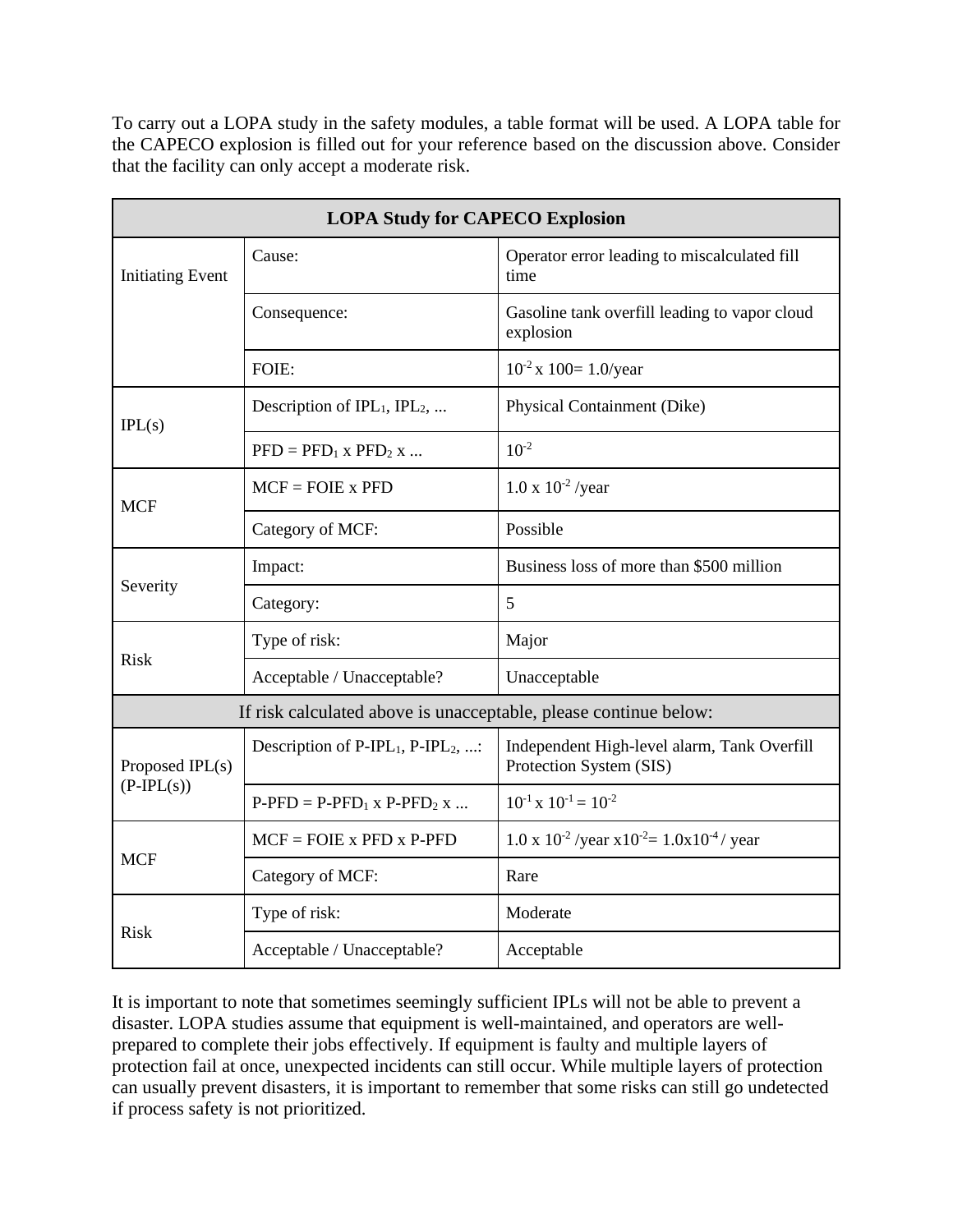To carry out a LOPA study in the safety modules, a table format will be used. A LOPA table for the CAPECO explosion is filled out for your reference based on the discussion above. Consider that the facility can only accept a moderate risk.

| LOPA Study for CAPECO Explosion | | |
|---|---|---|
| Initiating Event | Cause: | Operator error leading to miscalculated fill time |
| | Consequence: | Gasoline tank overfill leading to vapor cloud explosion |
| | FOIE: | $10^{-2}$ x 100= 1.0/year |
| IPL(s) | Description of $IPL_1$, $IPL_2$, ... | Physical Containment (Dike) |
| | $PFD = PFD_1 \times PFD_2 \times ...$ | $10^{-2}$ |
| MCF | MCF = FOIE x PFD | 1.0 x $10^{-2}$ /year |
| | Category of MCF: | Possible |
| Severity | Impact: | Business loss of more than $500 million |
| | Category: | 5 |
| Risk | Type of risk: | Major |
| | Acceptable / Unacceptable? | Unacceptable |
| If risk calculated above is unacceptable, please continue below: | | |
| Proposed IPL(s) (P-IPL(s)) | Description of P-$IPL_1$, P-$IPL_2$, ...: | Independent High-level alarm, Tank Overfill Protection System (SIS) |
| | P-PFD = P-$PFD_1$ x P-$PFD_2$ x ... | $10^{-1} \times 10^{-1} = 10^{-2}$ |
| MCF | MCF = FOIE x PFD x P-PFD | 1.0 x $10^{-2}$ /year x$10^{-2}$= 1.0x$10^{-4}$ / year |
| | Category of MCF: | Rare |
| Risk | Type of risk: | Moderate |
| | Acceptable / Unacceptable? | Acceptable |

It is important to note that sometimes seemingly sufficient IPLs will not be able to prevent a disaster. LOPA studies assume that equipment is well-maintained, and operators are well-prepared to complete their jobs effectively. If equipment is faulty and multiple layers of protection fail at once, unexpected incidents can still occur. While multiple layers of protection can usually prevent disasters, it is important to remember that some risks can still go undetected if process safety is not prioritized.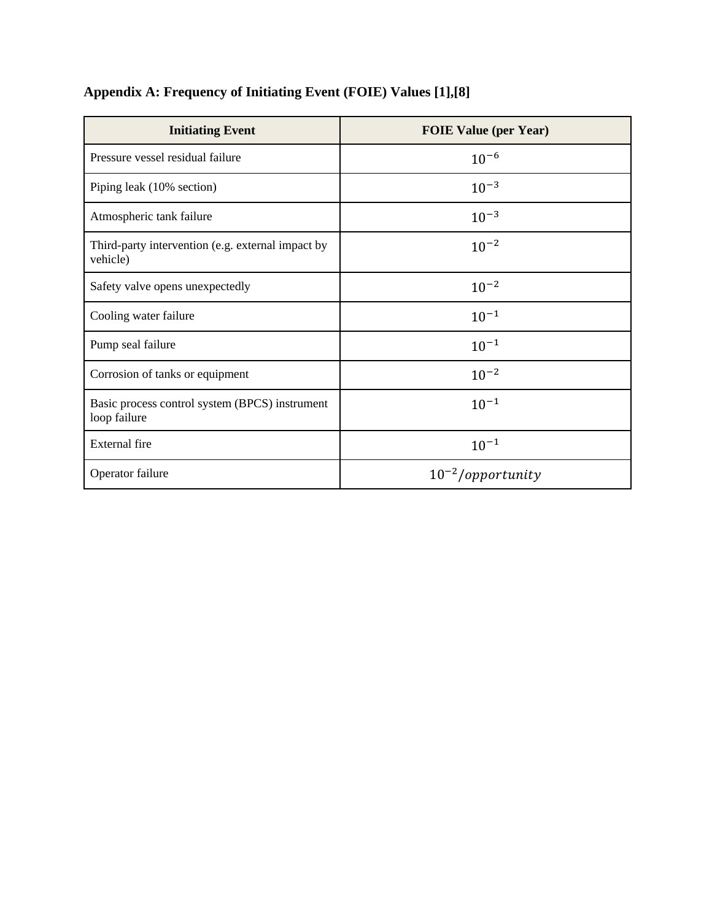## Appendix A: Frequency of Initiating Event (FOIE) Values [1],[8]

| Initiating Event | FOIE Value (per Year) |
|---|---|
| Pressure vessel residual failure | $10^{-6}$ |
| Piping leak (10% section) | $10^{-3}$ |
| Atmospheric tank failure | $10^{-3}$ |
| Third-party intervention (e.g. external impact by vehicle) | $10^{-2}$ |
| Safety valve opens unexpectedly | $10^{-2}$ |
| Cooling water failure | $10^{-1}$ |
| Pump seal failure | $10^{-1}$ |
| Corrosion of tanks or equipment | $10^{-2}$ |
| Basic process control system (BPCS) instrument loop failure | $10^{-1}$ |
| External fire | $10^{-1}$ |
| Operator failure | $10^{-2}/opportunity$ |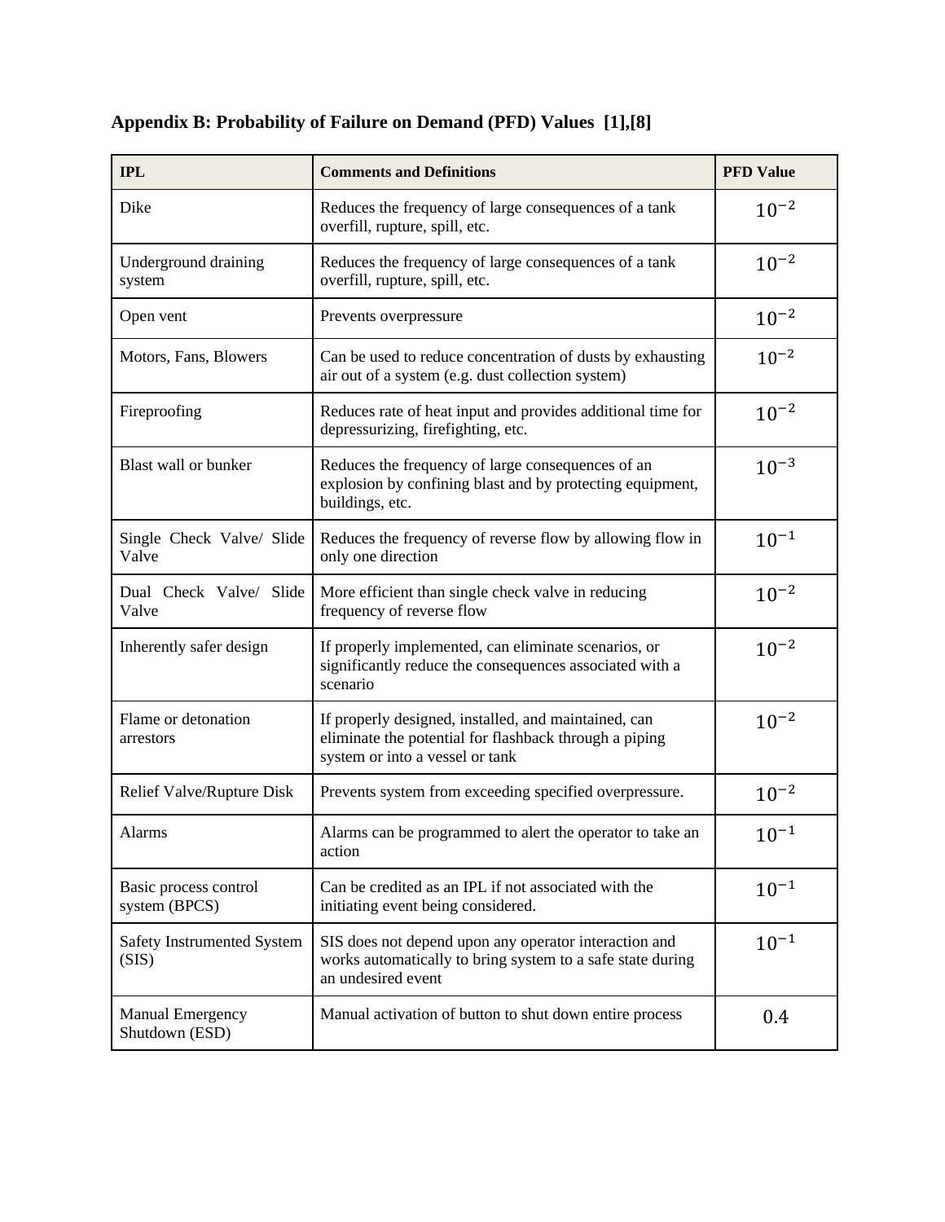## Appendix B: Probability of Failure on Demand (PFD) Values [1],[8]

| IPL | Comments and Definitions | PFD Value |
|---|---|---|
| Dike | Reduces the frequency of large consequences of a tank overfill, rupture, spill, etc. | $10^{-2}$ |
| Underground draining system | Reduces the frequency of large consequences of a tank overfill, rupture, spill, etc. | $10^{-2}$ |
| Open vent | Prevents overpressure | $10^{-2}$ |
| Motors, Fans, Blowers | Can be used to reduce concentration of dusts by exhausting air out of a system (e.g. dust collection system) | $10^{-2}$ |
| Fireproofing | Reduces rate of heat input and provides additional time for depressurizing, firefighting, etc. | $10^{-2}$ |
| Blast wall or bunker | Reduces the frequency of large consequences of an explosion by confining blast and by protecting equipment, buildings, etc. | $10^{-3}$ |
| Single Check Valve/ Slide Valve | Reduces the frequency of reverse flow by allowing flow in only one direction | $10^{-1}$ |
| Dual Check Valve/ Slide Valve | More efficient than single check valve in reducing frequency of reverse flow | $10^{-2}$ |
| Inherently safer design | If properly implemented, can eliminate scenarios, or significantly reduce the consequences associated with a scenario | $10^{-2}$ |
| Flame or detonation arrestors | If properly designed, installed, and maintained, can eliminate the potential for flashback through a piping system or into a vessel or tank | $10^{-2}$ |
| Relief Valve/Rupture Disk | Prevents system from exceeding specified overpressure. | $10^{-2}$ |
| Alarms | Alarms can be programmed to alert the operator to take an action | $10^{-1}$ |
| Basic process control system (BPCS) | Can be credited as an IPL if not associated with the initiating event being considered. | $10^{-1}$ |
| Safety Instrumented System (SIS) | SIS does not depend upon any operator interaction and works automatically to bring system to a safe state during an undesired event | $10^{-1}$ |
| Manual Emergency Shutdown (ESD) | Manual activation of button to shut down entire process | 0.4 |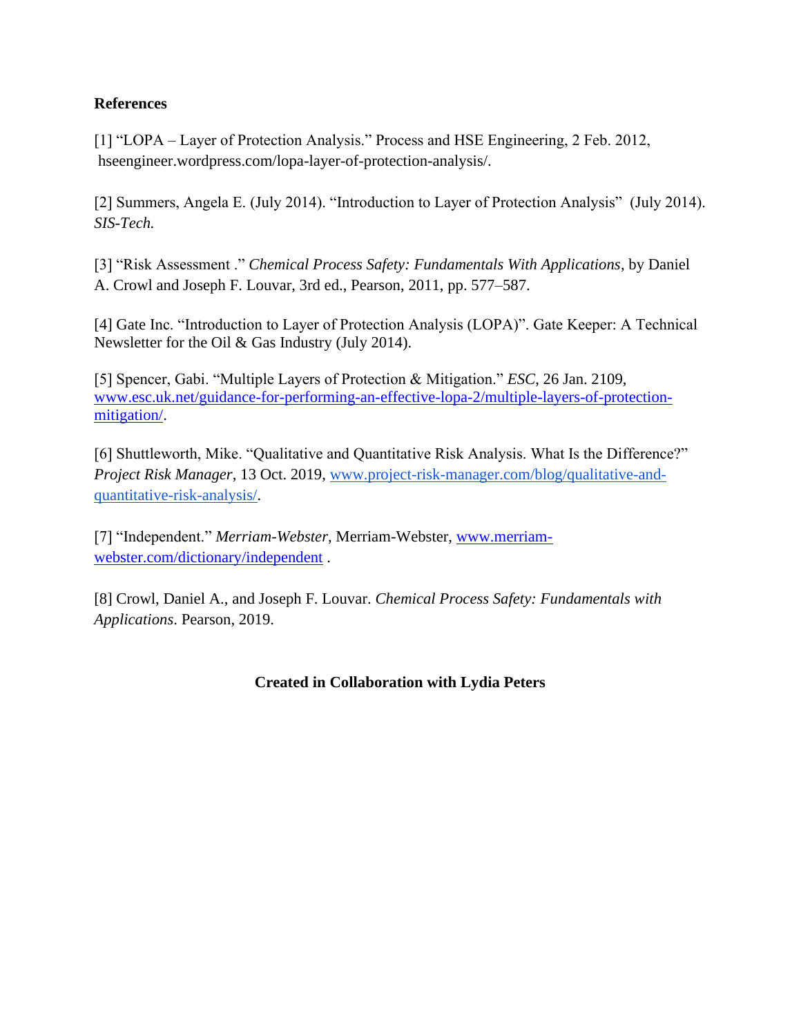**References**

[1] "LOPA – Layer of Protection Analysis." Process and HSE Engineering, 2 Feb. 2012, hseengineer.wordpress.com/lopa-layer-of-protection-analysis/.

[2] Summers, Angela E. (July 2014). "Introduction to Layer of Protection Analysis" (July 2014). *SIS-Tech.*

[3] "Risk Assessment ." *Chemical Process Safety: Fundamentals With Applications*, by Daniel A. Crowl and Joseph F. Louvar, 3rd ed., Pearson, 2011, pp. 577–587.

[4] Gate Inc. "Introduction to Layer of Protection Analysis (LOPA)". Gate Keeper: A Technical Newsletter for the Oil & Gas Industry (July 2014).

[5] Spencer, Gabi. "Multiple Layers of Protection & Mitigation." *ESC*, 26 Jan. 2109, www.esc.uk.net/guidance-for-performing-an-effective-lopa-2/multiple-layers-of-protection-mitigation/.

[6] Shuttleworth, Mike. "Qualitative and Quantitative Risk Analysis. What Is the Difference?" *Project Risk Manager*, 13 Oct. 2019, www.project-risk-manager.com/blog/qualitative-and-quantitative-risk-analysis/.

[7] "Independent." *Merriam-Webster*, Merriam-Webster, www.merriam-webster.com/dictionary/independent .

[8] Crowl, Daniel A., and Joseph F. Louvar. *Chemical Process Safety: Fundamentals with Applications*. Pearson, 2019.

**Created in Collaboration with Lydia Peters**